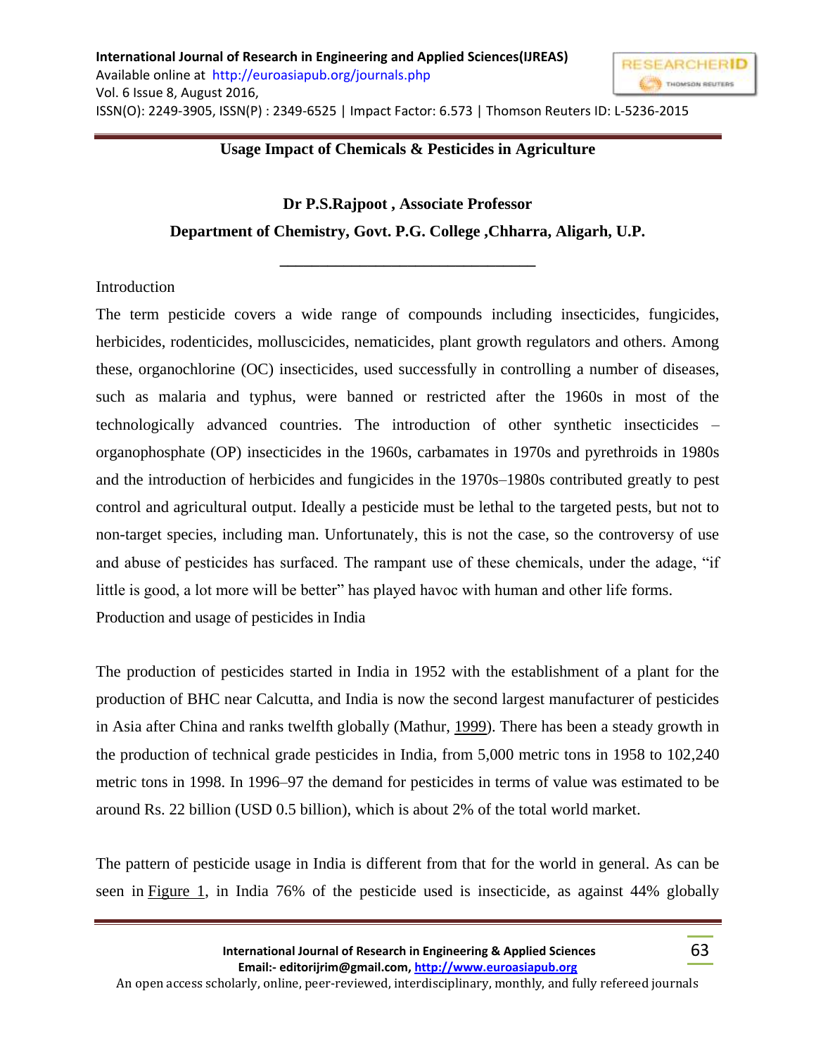# Usage Impact of Chemicals & Pesticides in Agriculture

**Dr P.S.Rajpoot , Associate Professor**

**Department of Chemistry, Govt. P.G. College ,Chharra, Aligarh, U.P.**

---

## Introduction

The term pesticide covers a wide range of compounds including insecticides, fungicides, herbicides, rodenticides, molluscicides, nematicides, plant growth regulators and others. Among these, organochlorine (OC) insecticides, used successfully in controlling a number of diseases, such as malaria and typhus, were banned or restricted after the 1960s in most of the technologically advanced countries. The introduction of other synthetic insecticides – organophosphate (OP) insecticides in the 1960s, carbamates in 1970s and pyrethroids in 1980s and the introduction of herbicides and fungicides in the 1970s–1980s contributed greatly to pest control and agricultural output. Ideally a pesticide must be lethal to the targeted pests, but not to non-target species, including man. Unfortunately, this is not the case, so the controversy of use and abuse of pesticides has surfaced. The rampant use of these chemicals, under the adage, "if little is good, a lot more will be better" has played havoc with human and other life forms.

## Production and usage of pesticides in India

The production of pesticides started in India in 1952 with the establishment of a plant for the production of BHC near Calcutta, and India is now the second largest manufacturer of pesticides in Asia after China and ranks twelfth globally (Mathur, 1999). There has been a steady growth in the production of technical grade pesticides in India, from 5,000 metric tons in 1958 to 102,240 metric tons in 1998. In 1996–97 the demand for pesticides in terms of value was estimated to be around Rs. 22 billion (USD 0.5 billion), which is about 2% of the total world market.

The pattern of pesticide usage in India is different from that for the world in general. As can be seen in Figure 1, in India 76% of the pesticide used is insecticide, as against 44% globally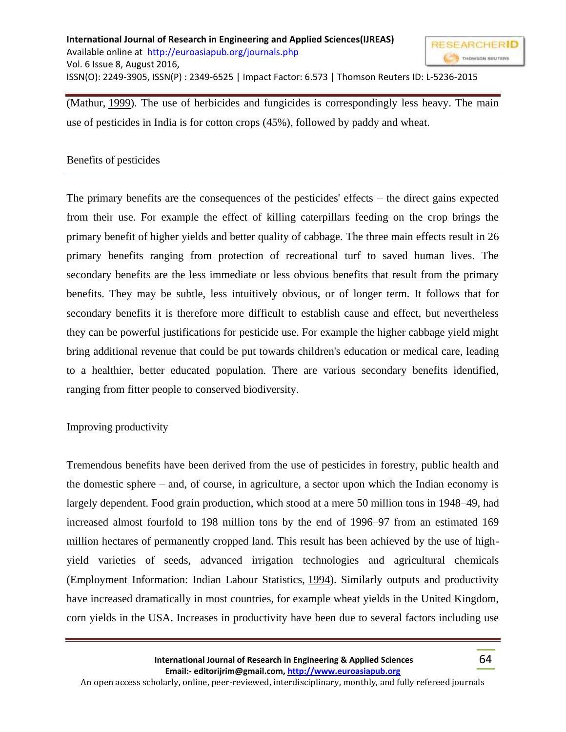(Mathur, 1999). The use of herbicides and fungicides is correspondingly less heavy. The main use of pesticides in India is for cotton crops (45%), followed by paddy and wheat.

## Benefits of pesticides

The primary benefits are the consequences of the pesticides' effects – the direct gains expected from their use. For example the effect of killing caterpillars feeding on the crop brings the primary benefit of higher yields and better quality of cabbage. The three main effects result in 26 primary benefits ranging from protection of recreational turf to saved human lives. The secondary benefits are the less immediate or less obvious benefits that result from the primary benefits. They may be subtle, less intuitively obvious, or of longer term. It follows that for secondary benefits it is therefore more difficult to establish cause and effect, but nevertheless they can be powerful justifications for pesticide use. For example the higher cabbage yield might bring additional revenue that could be put towards children's education or medical care, leading to a healthier, better educated population. There are various secondary benefits identified, ranging from fitter people to conserved biodiversity.

## Improving productivity

Tremendous benefits have been derived from the use of pesticides in forestry, public health and the domestic sphere – and, of course, in agriculture, a sector upon which the Indian economy is largely dependent. Food grain production, which stood at a mere 50 million tons in 1948–49, had increased almost fourfold to 198 million tons by the end of 1996–97 from an estimated 169 million hectares of permanently cropped land. This result has been achieved by the use of high-yield varieties of seeds, advanced irrigation technologies and agricultural chemicals (Employment Information: Indian Labour Statistics, 1994). Similarly outputs and productivity have increased dramatically in most countries, for example wheat yields in the United Kingdom, corn yields in the USA. Increases in productivity have been due to several factors including use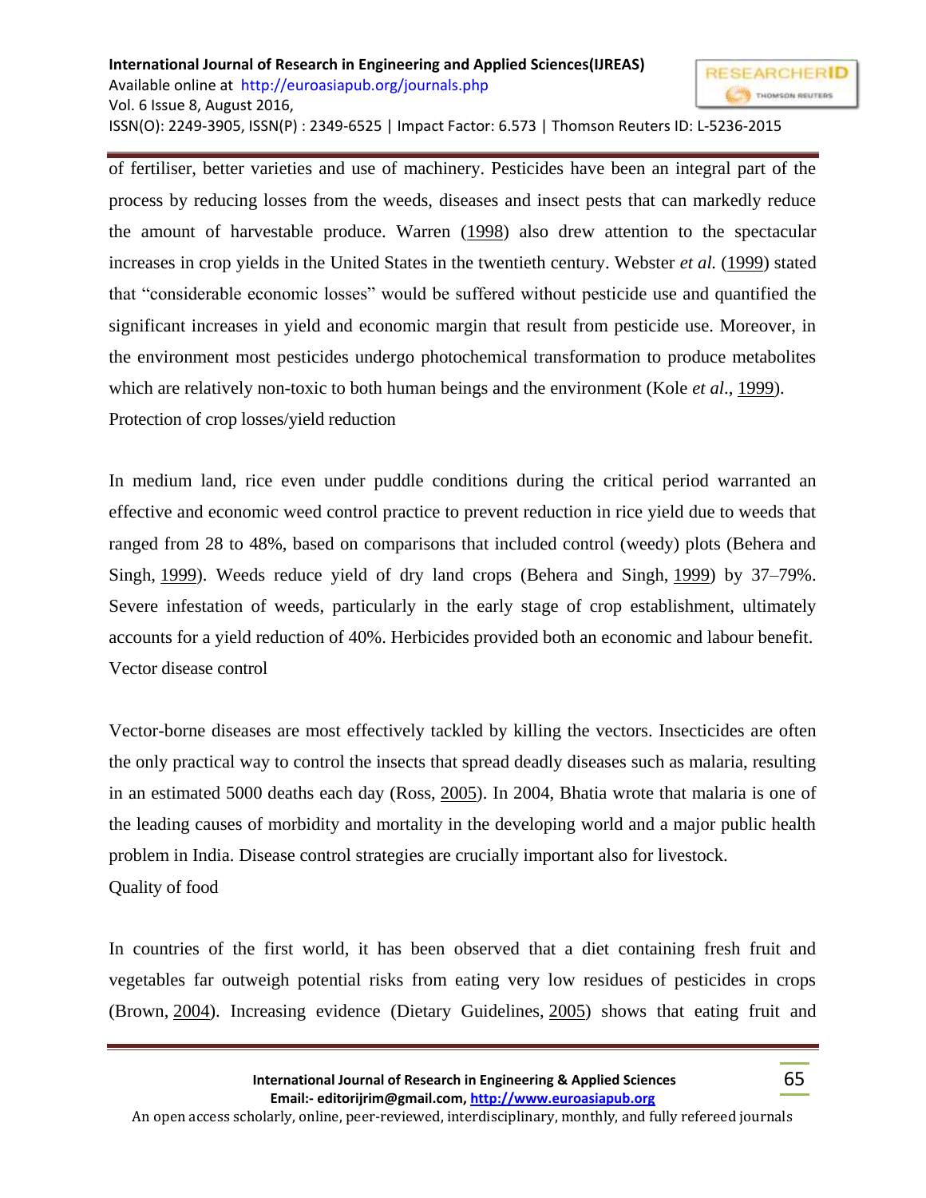of fertiliser, better varieties and use of machinery. Pesticides have been an integral part of the process by reducing losses from the weeds, diseases and insect pests that can markedly reduce the amount of harvestable produce. Warren (1998) also drew attention to the spectacular increases in crop yields in the United States in the twentieth century. Webster *et al.* (1999) stated that "considerable economic losses" would be suffered without pesticide use and quantified the significant increases in yield and economic margin that result from pesticide use. Moreover, in the environment most pesticides undergo photochemical transformation to produce metabolites which are relatively non-toxic to both human beings and the environment (Kole *et al*., 1999).

Protection of crop losses/yield reduction

In medium land, rice even under puddle conditions during the critical period warranted an effective and economic weed control practice to prevent reduction in rice yield due to weeds that ranged from 28 to 48%, based on comparisons that included control (weedy) plots (Behera and Singh, 1999). Weeds reduce yield of dry land crops (Behera and Singh, 1999) by 37–79%. Severe infestation of weeds, particularly in the early stage of crop establishment, ultimately accounts for a yield reduction of 40%. Herbicides provided both an economic and labour benefit.

Vector disease control

Vector-borne diseases are most effectively tackled by killing the vectors. Insecticides are often the only practical way to control the insects that spread deadly diseases such as malaria, resulting in an estimated 5000 deaths each day (Ross, 2005). In 2004, Bhatia wrote that malaria is one of the leading causes of morbidity and mortality in the developing world and a major public health problem in India. Disease control strategies are crucially important also for livestock.

Quality of food

In countries of the first world, it has been observed that a diet containing fresh fruit and vegetables far outweigh potential risks from eating very low residues of pesticides in crops (Brown, 2004). Increasing evidence (Dietary Guidelines, 2005) shows that eating fruit and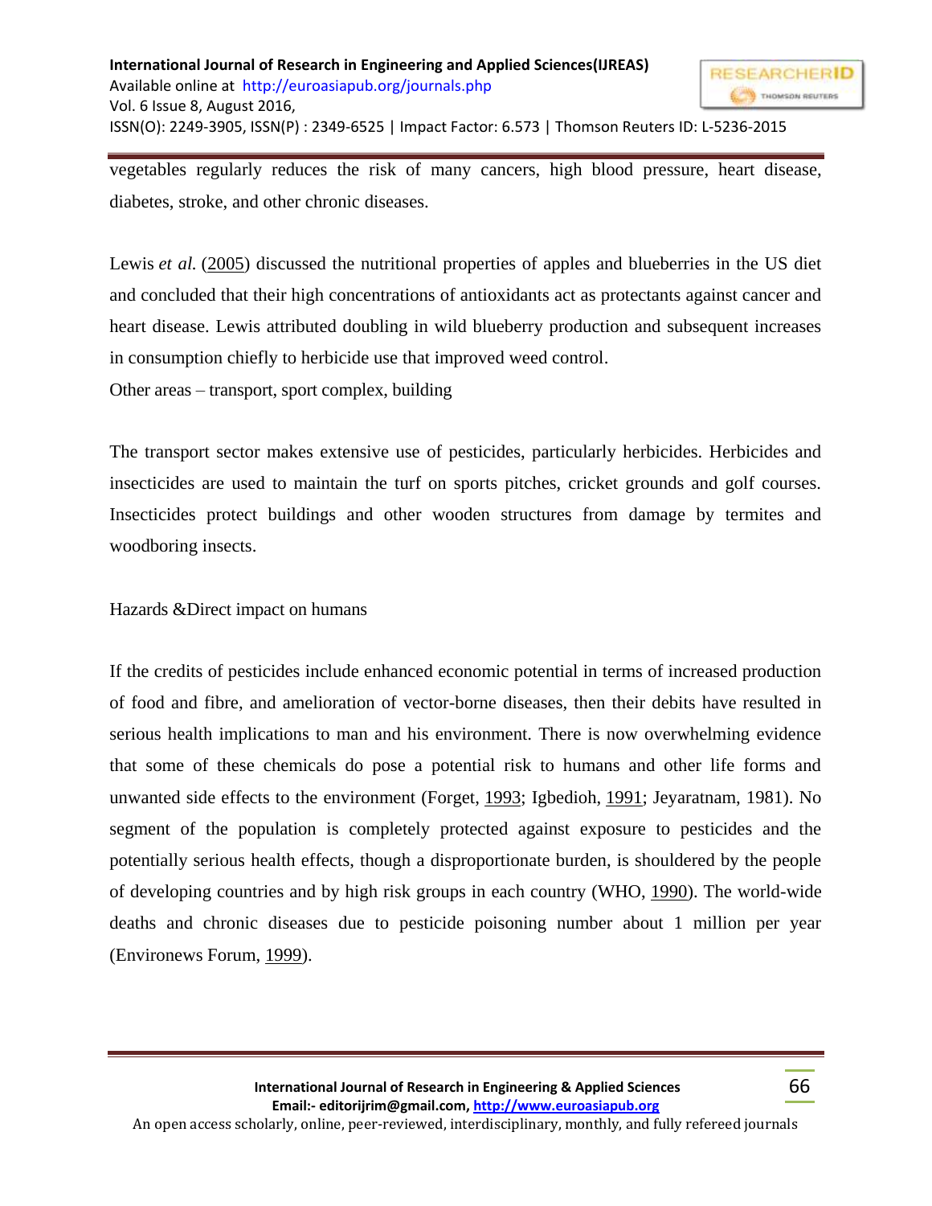vegetables regularly reduces the risk of many cancers, high blood pressure, heart disease, diabetes, stroke, and other chronic diseases.

Lewis *et al.* (2005) discussed the nutritional properties of apples and blueberries in the US diet and concluded that their high concentrations of antioxidants act as protectants against cancer and heart disease. Lewis attributed doubling in wild blueberry production and subsequent increases in consumption chiefly to herbicide use that improved weed control.

Other areas – transport, sport complex, building

The transport sector makes extensive use of pesticides, particularly herbicides. Herbicides and insecticides are used to maintain the turf on sports pitches, cricket grounds and golf courses. Insecticides protect buildings and other wooden structures from damage by termites and woodboring insects.

Hazards &Direct impact on humans

If the credits of pesticides include enhanced economic potential in terms of increased production of food and fibre, and amelioration of vector-borne diseases, then their debits have resulted in serious health implications to man and his environment. There is now overwhelming evidence that some of these chemicals do pose a potential risk to humans and other life forms and unwanted side effects to the environment (Forget, 1993; Igbedioh, 1991; Jeyaratnam, 1981). No segment of the population is completely protected against exposure to pesticides and the potentially serious health effects, though a disproportionate burden, is shouldered by the people of developing countries and by high risk groups in each country (WHO, 1990). The world-wide deaths and chronic diseases due to pesticide poisoning number about 1 million per year (Environews Forum, 1999).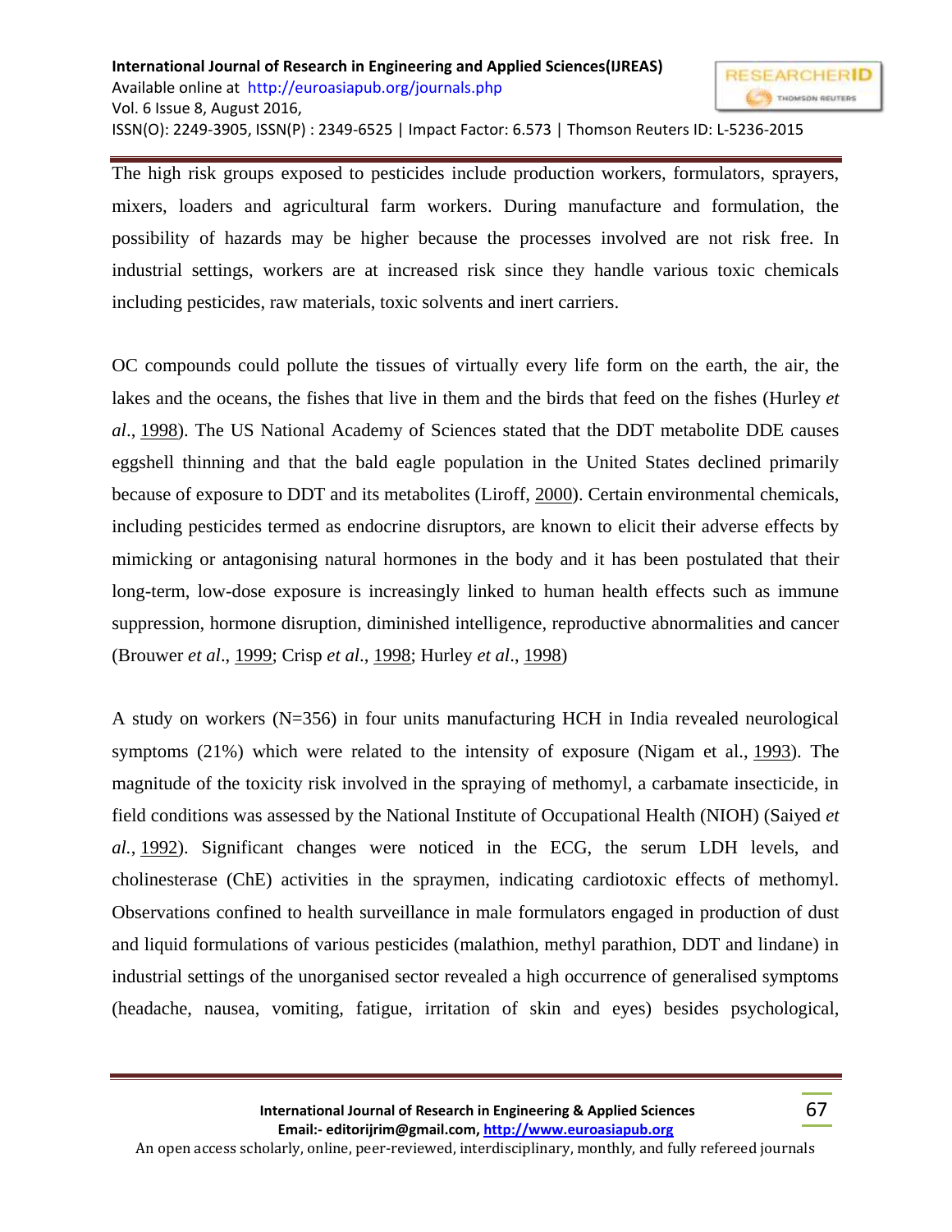The high risk groups exposed to pesticides include production workers, formulators, sprayers, mixers, loaders and agricultural farm workers. During manufacture and formulation, the possibility of hazards may be higher because the processes involved are not risk free. In industrial settings, workers are at increased risk since they handle various toxic chemicals including pesticides, raw materials, toxic solvents and inert carriers.

OC compounds could pollute the tissues of virtually every life form on the earth, the air, the lakes and the oceans, the fishes that live in them and the birds that feed on the fishes (Hurley *et al*., 1998). The US National Academy of Sciences stated that the DDT metabolite DDE causes eggshell thinning and that the bald eagle population in the United States declined primarily because of exposure to DDT and its metabolites (Liroff, 2000). Certain environmental chemicals, including pesticides termed as endocrine disruptors, are known to elicit their adverse effects by mimicking or antagonising natural hormones in the body and it has been postulated that their long-term, low-dose exposure is increasingly linked to human health effects such as immune suppression, hormone disruption, diminished intelligence, reproductive abnormalities and cancer (Brouwer *et al*., 1999; Crisp *et al*., 1998; Hurley *et al*., 1998)

A study on workers (N=356) in four units manufacturing HCH in India revealed neurological symptoms (21%) which were related to the intensity of exposure (Nigam et al., 1993). The magnitude of the toxicity risk involved in the spraying of methomyl, a carbamate insecticide, in field conditions was assessed by the National Institute of Occupational Health (NIOH) (Saiyed *et al.*, 1992). Significant changes were noticed in the ECG, the serum LDH levels, and cholinesterase (ChE) activities in the spraymen, indicating cardiotoxic effects of methomyl. Observations confined to health surveillance in male formulators engaged in production of dust and liquid formulations of various pesticides (malathion, methyl parathion, DDT and lindane) in industrial settings of the unorganised sector revealed a high occurrence of generalised symptoms (headache, nausea, vomiting, fatigue, irritation of skin and eyes) besides psychological,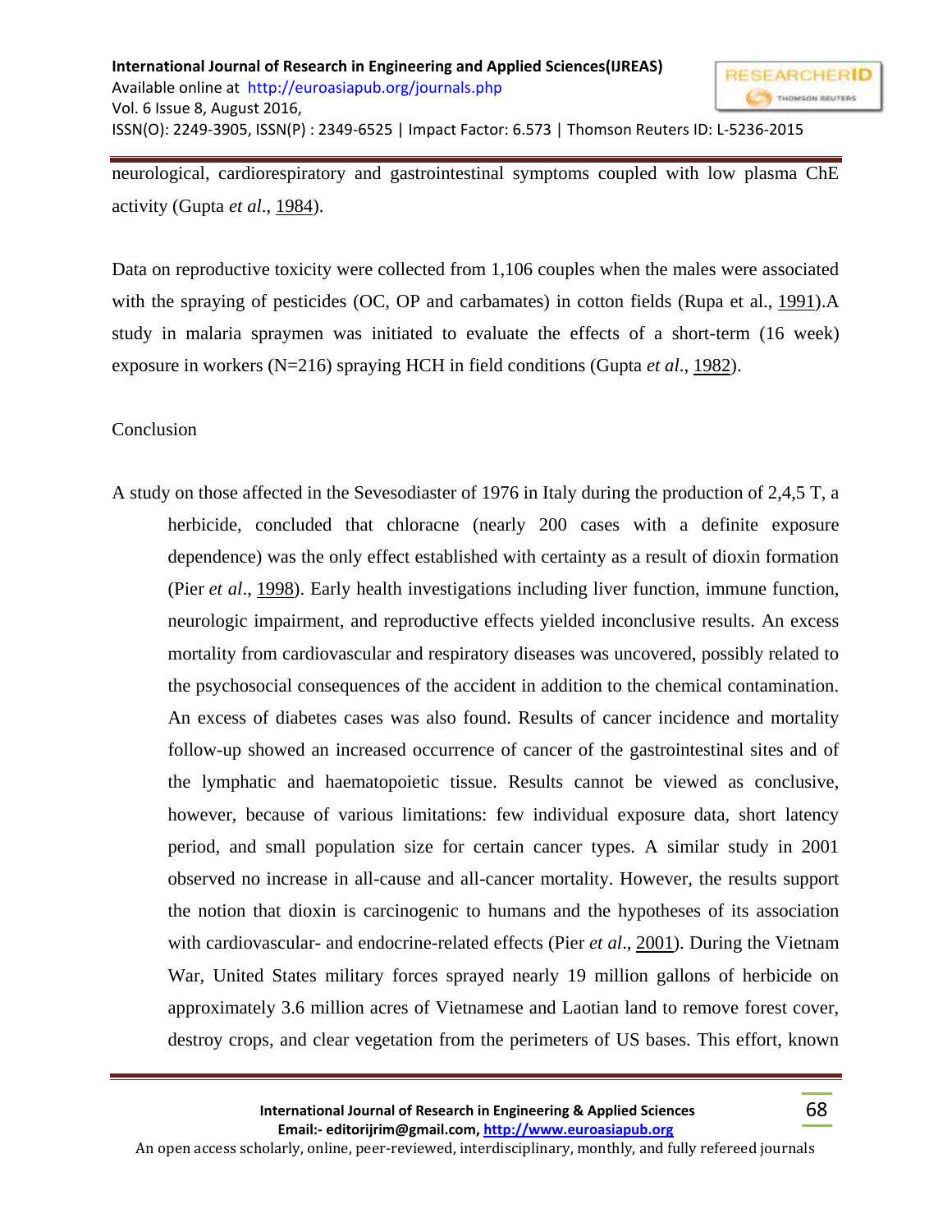neurological, cardiorespiratory and gastrointestinal symptoms coupled with low plasma ChE activity (Gupta *et al*., 1984).

Data on reproductive toxicity were collected from 1,106 couples when the males were associated with the spraying of pesticides (OC, OP and carbamates) in cotton fields (Rupa et al., 1991).A study in malaria spraymen was initiated to evaluate the effects of a short-term (16 week) exposure in workers (N=216) spraying HCH in field conditions (Gupta *et al*., 1982).

Conclusion

A study on those affected in the Sevesodiaster of 1976 in Italy during the production of 2,4,5 T, a herbicide, concluded that chloracne (nearly 200 cases with a definite exposure dependence) was the only effect established with certainty as a result of dioxin formation (Pier *et al*., 1998). Early health investigations including liver function, immune function, neurologic impairment, and reproductive effects yielded inconclusive results. An excess mortality from cardiovascular and respiratory diseases was uncovered, possibly related to the psychosocial consequences of the accident in addition to the chemical contamination. An excess of diabetes cases was also found. Results of cancer incidence and mortality follow-up showed an increased occurrence of cancer of the gastrointestinal sites and of the lymphatic and haematopoietic tissue. Results cannot be viewed as conclusive, however, because of various limitations: few individual exposure data, short latency period, and small population size for certain cancer types. A similar study in 2001 observed no increase in all-cause and all-cancer mortality. However, the results support the notion that dioxin is carcinogenic to humans and the hypotheses of its association with cardiovascular- and endocrine-related effects (Pier *et al*., 2001). During the Vietnam War, United States military forces sprayed nearly 19 million gallons of herbicide on approximately 3.6 million acres of Vietnamese and Laotian land to remove forest cover, destroy crops, and clear vegetation from the perimeters of US bases. This effort, known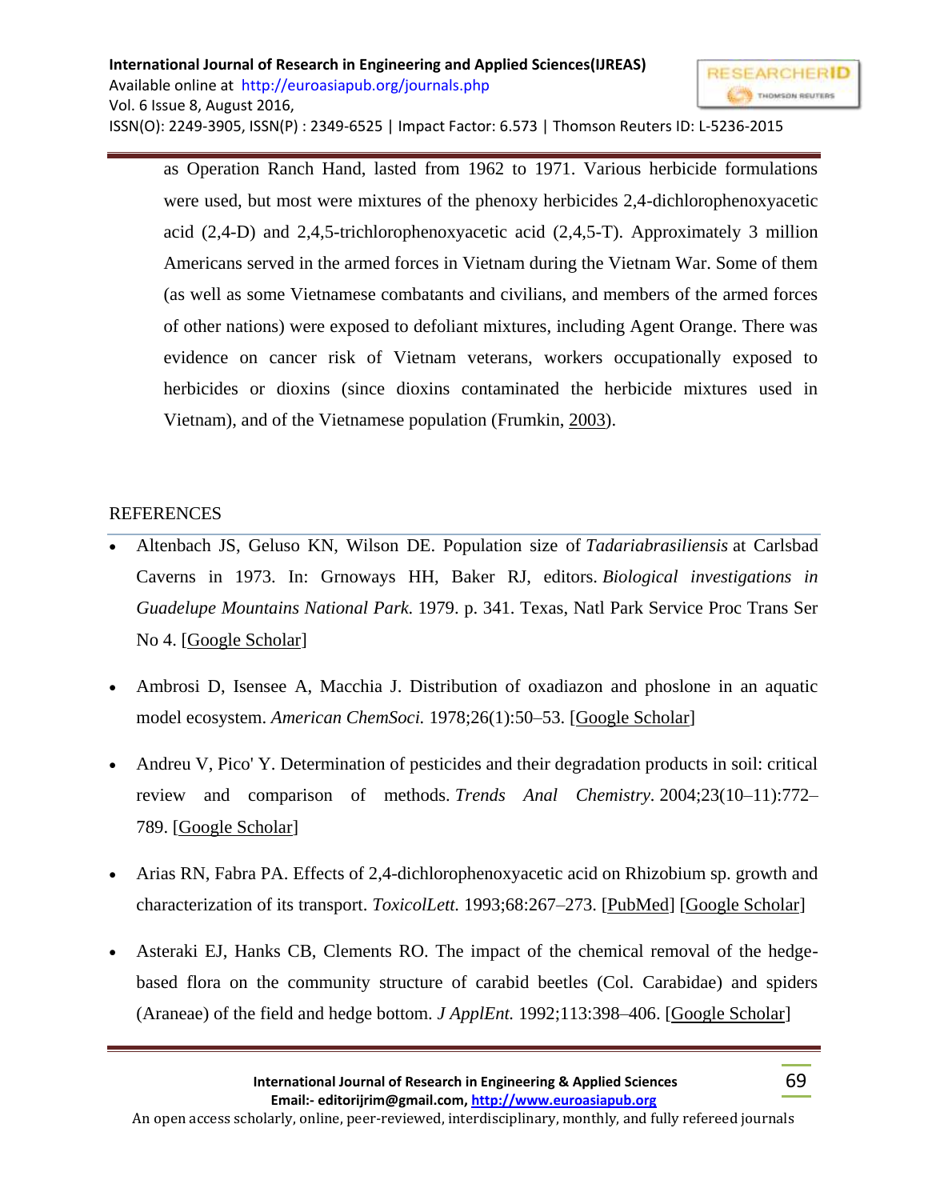as Operation Ranch Hand, lasted from 1962 to 1971. Various herbicide formulations were used, but most were mixtures of the phenoxy herbicides 2,4-dichlorophenoxyacetic acid (2,4-D) and 2,4,5-trichlorophenoxyacetic acid (2,4,5-T). Approximately 3 million Americans served in the armed forces in Vietnam during the Vietnam War. Some of them (as well as some Vietnamese combatants and civilians, and members of the armed forces of other nations) were exposed to defoliant mixtures, including Agent Orange. There was evidence on cancer risk of Vietnam veterans, workers occupationally exposed to herbicides or dioxins (since dioxins contaminated the herbicide mixtures used in Vietnam), and of the Vietnamese population (Frumkin, 2003).

## REFERENCES

- Altenbach JS, Geluso KN, Wilson DE. Population size of *Tadariabrasiliensis* at Carlsbad Caverns in 1973. In: Grnoways HH, Baker RJ, editors. *Biological investigations in Guadelupe Mountains National Park.* 1979. p. 341. Texas, Natl Park Service Proc Trans Ser No 4. [Google Scholar]
- Ambrosi D, Isensee A, Macchia J. Distribution of oxadiazon and phoslone in an aquatic model ecosystem. *American ChemSoci.* 1978;26(1):50–53. [Google Scholar]
- Andreu V, Pico' Y. Determination of pesticides and their degradation products in soil: critical review and comparison of methods. *Trends Anal Chemistry*. 2004;23(10–11):772–789. [Google Scholar]
- Arias RN, Fabra PA. Effects of 2,4-dichlorophenoxyacetic acid on Rhizobium sp. growth and characterization of its transport. *ToxicolLett.* 1993;68:267–273. [PubMed] [Google Scholar]
- Asteraki EJ, Hanks CB, Clements RO. The impact of the chemical removal of the hedge-based flora on the community structure of carabid beetles (Col. Carabidae) and spiders (Araneae) of the field and hedge bottom. *J ApplEnt.* 1992;113:398–406. [Google Scholar]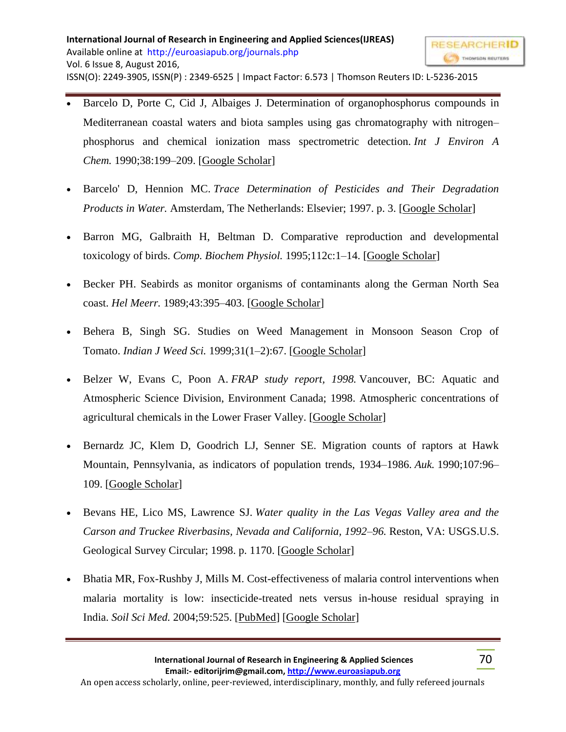- Barcelo D, Porte C, Cid J, Albaiges J. Determination of organophosphorus compounds in Mediterranean coastal waters and biota samples using gas chromatography with nitrogen–phosphorus and chemical ionization mass spectrometric detection. *Int J Environ A Chem.* 1990;38:199–209. [Google Scholar]

- Barcelo' D, Hennion MC. *Trace Determination of Pesticides and Their Degradation Products in Water.* Amsterdam, The Netherlands: Elsevier; 1997. p. 3. [Google Scholar]

- Barron MG, Galbraith H, Beltman D. Comparative reproduction and developmental toxicology of birds. *Comp. Biochem Physiol.* 1995;112c:1–14. [Google Scholar]

- Becker PH. Seabirds as monitor organisms of contaminants along the German North Sea coast. *Hel Meerr.* 1989;43:395–403. [Google Scholar]

- Behera B, Singh SG. Studies on Weed Management in Monsoon Season Crop of Tomato. *Indian J Weed Sci.* 1999;31(1–2):67. [Google Scholar]

- Belzer W, Evans C, Poon A. *FRAP study report, 1998.* Vancouver, BC: Aquatic and Atmospheric Science Division, Environment Canada; 1998. Atmospheric concentrations of agricultural chemicals in the Lower Fraser Valley. [Google Scholar]

- Bernardz JC, Klem D, Goodrich LJ, Senner SE. Migration counts of raptors at Hawk Mountain, Pennsylvania, as indicators of population trends, 1934–1986. *Auk.* 1990;107:96–109. [Google Scholar]

- Bevans HE, Lico MS, Lawrence SJ. *Water quality in the Las Vegas Valley area and the Carson and Truckee Riverbasins, Nevada and California, 1992–96.* Reston, VA: USGS.U.S. Geological Survey Circular; 1998. p. 1170. [Google Scholar]

- Bhatia MR, Fox-Rushby J, Mills M. Cost-effectiveness of malaria control interventions when malaria mortality is low: insecticide-treated nets versus in-house residual spraying in India. *Soil Sci Med.* 2004;59:525. [PubMed] [Google Scholar]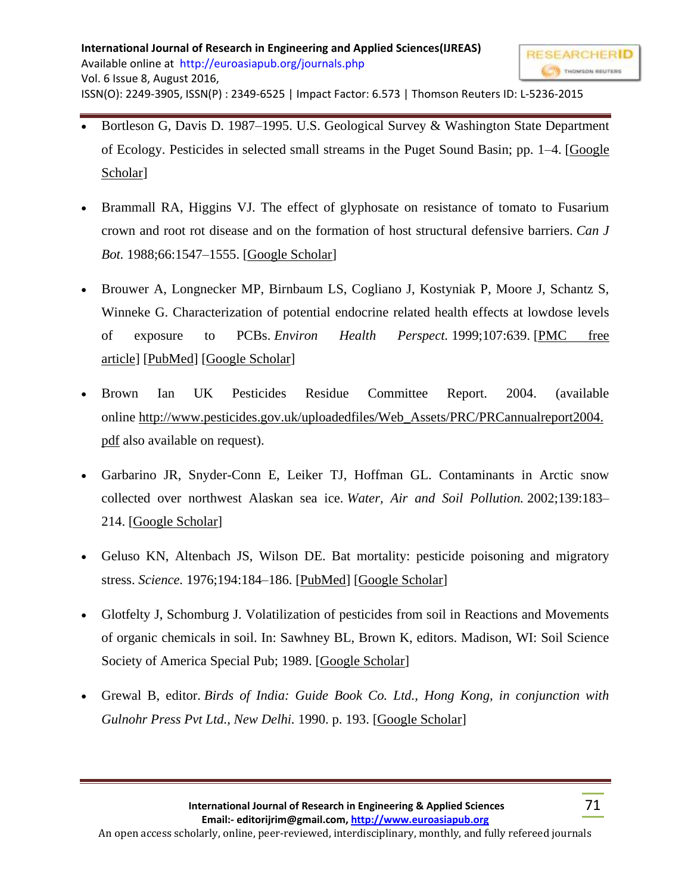- Bortleson G, Davis D. 1987–1995. U.S. Geological Survey & Washington State Department of Ecology. Pesticides in selected small streams in the Puget Sound Basin; pp. 1–4. [Google Scholar]

- Brammall RA, Higgins VJ. The effect of glyphosate on resistance of tomato to Fusarium crown and root rot disease and on the formation of host structural defensive barriers. *Can J Bot.* 1988;66:1547–1555. [Google Scholar]

- Brouwer A, Longnecker MP, Birnbaum LS, Cogliano J, Kostyniak P, Moore J, Schantz S, Winneke G. Characterization of potential endocrine related health effects at lowdose levels of exposure to PCBs. *Environ Health Perspect.* 1999;107:639. [PMC free article] [PubMed] [Google Scholar]

- Brown Ian UK Pesticides Residue Committee Report. 2004. (available online http://www.pesticides.gov.uk/uploadedfiles/Web_Assets/PRC/PRCannualreport2004.pdf also available on request).

- Garbarino JR, Snyder-Conn E, Leiker TJ, Hoffman GL. Contaminants in Arctic snow collected over northwest Alaskan sea ice. *Water, Air and Soil Pollution.* 2002;139:183–214. [Google Scholar]

- Geluso KN, Altenbach JS, Wilson DE. Bat mortality: pesticide poisoning and migratory stress. *Science.* 1976;194:184–186. [PubMed] [Google Scholar]

- Glotfelty J, Schomburg J. Volatilization of pesticides from soil in Reactions and Movements of organic chemicals in soil. In: Sawhney BL, Brown K, editors. Madison, WI: Soil Science Society of America Special Pub; 1989. [Google Scholar]

- Grewal B, editor. *Birds of India: Guide Book Co. Ltd., Hong Kong, in conjunction with Gulnohr Press Pvt Ltd., New Delhi.* 1990. p. 193. [Google Scholar]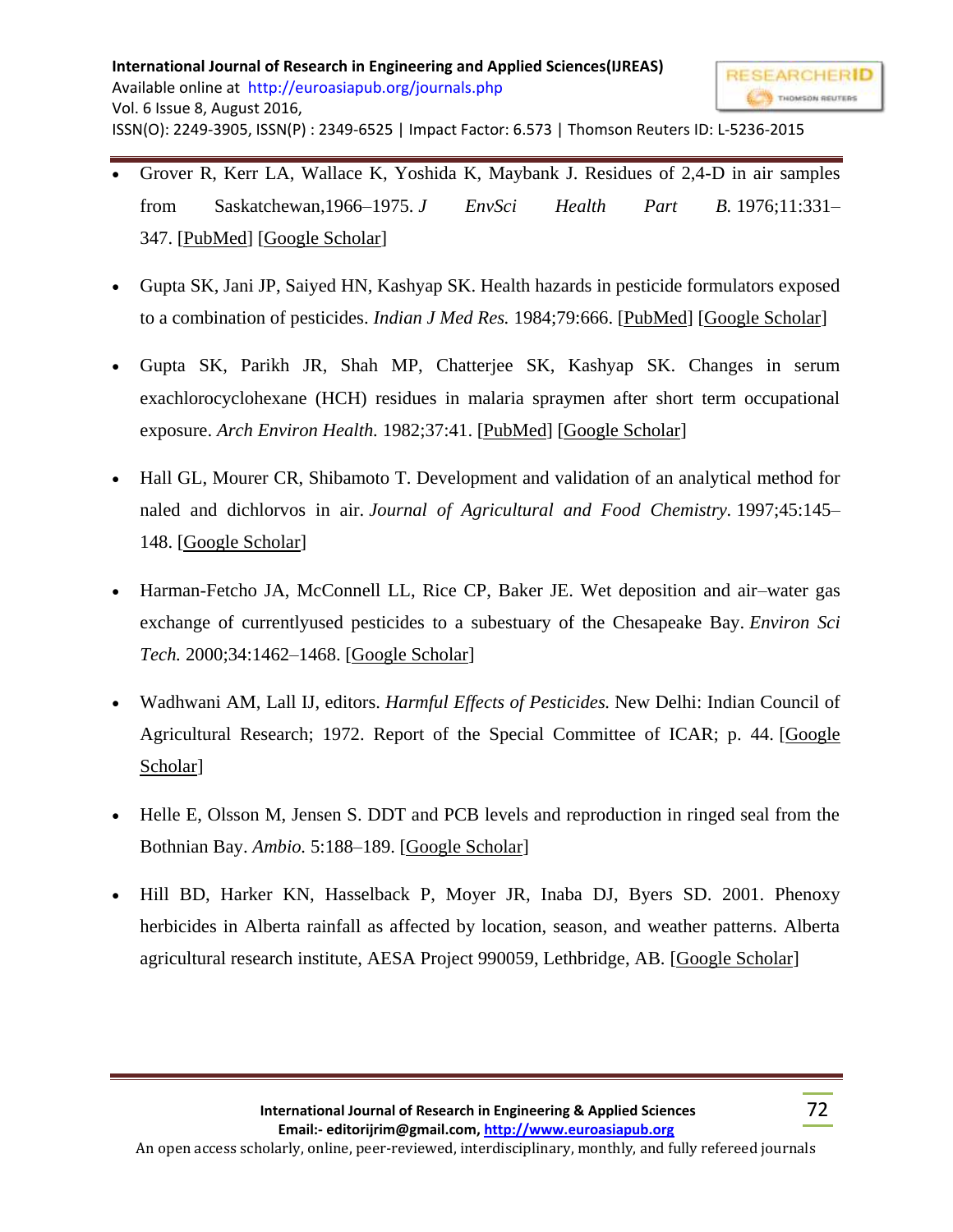- Grover R, Kerr LA, Wallace K, Yoshida K, Maybank J. Residues of 2,4-D in air samples from Saskatchewan,1966–1975. *J EnvSci Health Part B.* 1976;11:331–347. [PubMed] [Google Scholar]
- Gupta SK, Jani JP, Saiyed HN, Kashyap SK. Health hazards in pesticide formulators exposed to a combination of pesticides. *Indian J Med Res.* 1984;79:666. [PubMed] [Google Scholar]
- Gupta SK, Parikh JR, Shah MP, Chatterjee SK, Kashyap SK. Changes in serum exachlorocyclohexane (HCH) residues in malaria spraymen after short term occupational exposure. *Arch Environ Health.* 1982;37:41. [PubMed] [Google Scholar]
- Hall GL, Mourer CR, Shibamoto T. Development and validation of an analytical method for naled and dichlorvos in air. *Journal of Agricultural and Food Chemistry.* 1997;45:145–148. [Google Scholar]
- Harman-Fetcho JA, McConnell LL, Rice CP, Baker JE. Wet deposition and air–water gas exchange of currentlyused pesticides to a subestuary of the Chesapeake Bay. *Environ Sci Tech.* 2000;34:1462–1468. [Google Scholar]
- Wadhwani AM, Lall IJ, editors. *Harmful Effects of Pesticides.* New Delhi: Indian Council of Agricultural Research; 1972. Report of the Special Committee of ICAR; p. 44. [Google Scholar]
- Helle E, Olsson M, Jensen S. DDT and PCB levels and reproduction in ringed seal from the Bothnian Bay. *Ambio.* 5:188–189. [Google Scholar]
- Hill BD, Harker KN, Hasselback P, Moyer JR, Inaba DJ, Byers SD. 2001. Phenoxy herbicides in Alberta rainfall as affected by location, season, and weather patterns. Alberta agricultural research institute, AESA Project 990059, Lethbridge, AB. [Google Scholar]